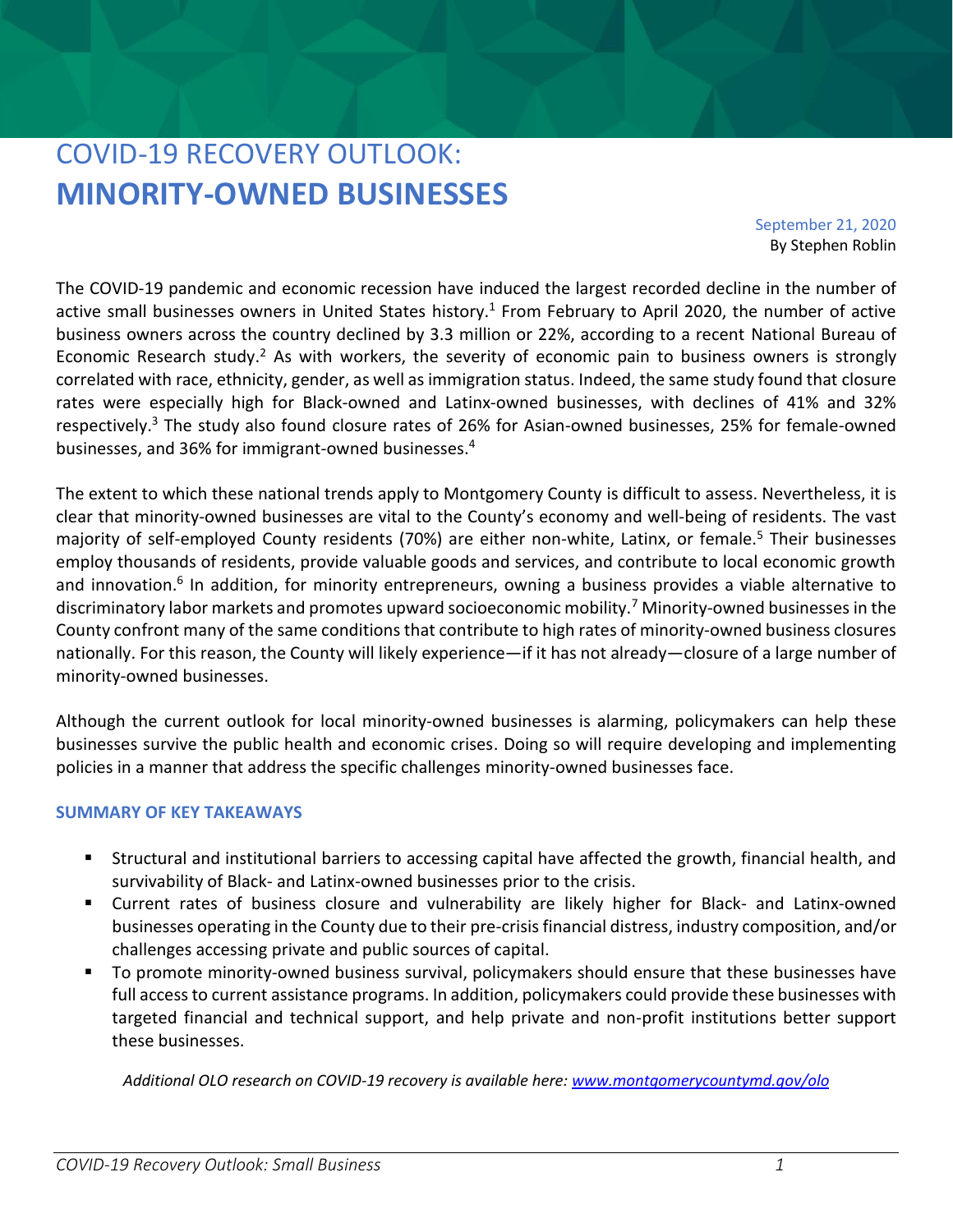# COVID-19 RECOVERY OUTLOOK: **MINORITY-OWNED BUSINESSES**

September 21, 2020
By Stephen Roblin

The COVID-19 pandemic and economic recession have induced the largest recorded decline in the number of active small businesses owners in United States history.[1] From February to April 2020, the number of active business owners across the country declined by 3.3 million or 22%, according to a recent National Bureau of Economic Research study.[2] As with workers, the severity of economic pain to business owners is strongly correlated with race, ethnicity, gender, as well as immigration status. Indeed, the same study found that closure rates were especially high for Black-owned and Latinx-owned businesses, with declines of 41% and 32% respectively.[3] The study also found closure rates of 26% for Asian-owned businesses, 25% for female-owned businesses, and 36% for immigrant-owned businesses.[4]

The extent to which these national trends apply to Montgomery County is difficult to assess. Nevertheless, it is clear that minority-owned businesses are vital to the County's economy and well-being of residents. The vast majority of self-employed County residents (70%) are either non-white, Latinx, or female.[5] Their businesses employ thousands of residents, provide valuable goods and services, and contribute to local economic growth and innovation.[6] In addition, for minority entrepreneurs, owning a business provides a viable alternative to discriminatory labor markets and promotes upward socioeconomic mobility.[7] Minority-owned businesses in the County confront many of the same conditions that contribute to high rates of minority-owned business closures nationally. For this reason, the County will likely experience—if it has not already—closure of a large number of minority-owned businesses.

Although the current outlook for local minority-owned businesses is alarming, policymakers can help these businesses survive the public health and economic crises. Doing so will require developing and implementing policies in a manner that address the specific challenges minority-owned businesses face.

### SUMMARY OF KEY TAKEAWAYS

- Structural and institutional barriers to accessing capital have affected the growth, financial health, and survivability of Black- and Latinx-owned businesses prior to the crisis.
- Current rates of business closure and vulnerability are likely higher for Black- and Latinx-owned businesses operating in the County due to their pre-crisis financial distress, industry composition, and/or challenges accessing private and public sources of capital.
- To promote minority-owned business survival, policymakers should ensure that these businesses have full access to current assistance programs. In addition, policymakers could provide these businesses with targeted financial and technical support, and help private and non-profit institutions better support these businesses.

*Additional OLO research on COVID-19 recovery is available here: [www.montgomerycountymd.gov/olo](www.montgomerycountymd.gov/olo)*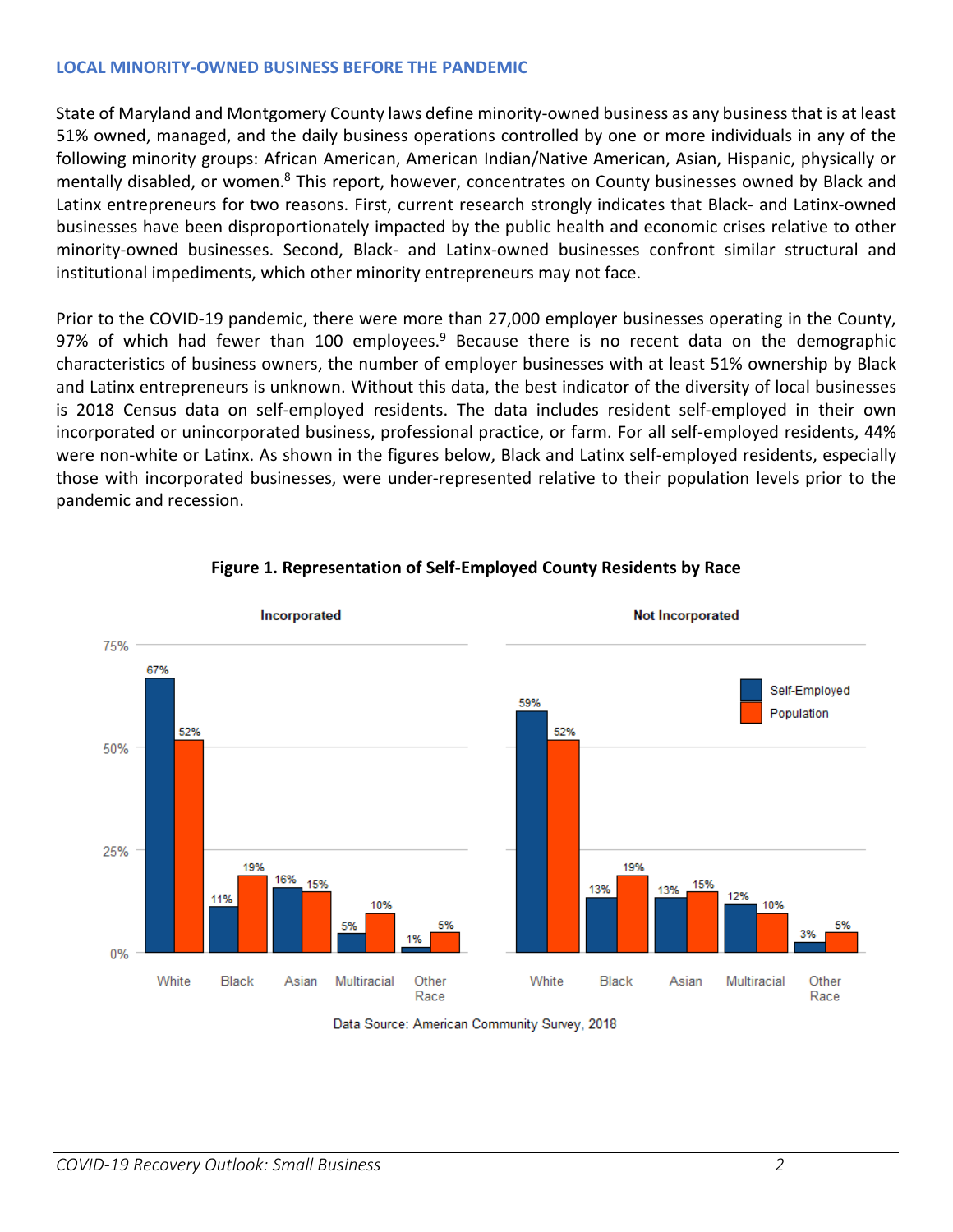## LOCAL MINORITY-OWNED BUSINESS BEFORE THE PANDEMIC

State of Maryland and Montgomery County laws define minority-owned business as any business that is at least 51% owned, managed, and the daily business operations controlled by one or more individuals in any of the following minority groups: African American, American Indian/Native American, Asian, Hispanic, physically or mentally disabled, or women.[8] This report, however, concentrates on County businesses owned by Black and Latinx entrepreneurs for two reasons. First, current research strongly indicates that Black- and Latinx-owned businesses have been disproportionately impacted by the public health and economic crises relative to other minority-owned businesses. Second, Black- and Latinx-owned businesses confront similar structural and institutional impediments, which other minority entrepreneurs may not face.

Prior to the COVID-19 pandemic, there were more than 27,000 employer businesses operating in the County, 97% of which had fewer than 100 employees.[9] Because there is no recent data on the demographic characteristics of business owners, the number of employer businesses with at least 51% ownership by Black and Latinx entrepreneurs is unknown. Without this data, the best indicator of the diversity of local businesses is 2018 Census data on self-employed residents. The data includes resident self-employed in their own incorporated or unincorporated business, professional practice, or farm. For all self-employed residents, 44% were non-white or Latinx. As shown in the figures below, Black and Latinx self-employed residents, especially those with incorporated businesses, were under-represented relative to their population levels prior to the pandemic and recession.

**Figure 1. Representation of Self-Employed County Residents by Race**

| Race | Incorporated: Self-Employed | Incorporated: Population | Not Incorporated: Self-Employed | Not Incorporated: Population |
|---|---|---|---|---|
| White | 67% | 52% | 59% | 52% |
| Black | 11% | 19% | 13% | 19% |
| Asian | 16% | 15% | 13% | 15% |
| Multiracial | 5% | 10% | 12% | 10% |
| Other Race | 1% | 5% | 3% | 5% |

Data Source: American Community Survey, 2018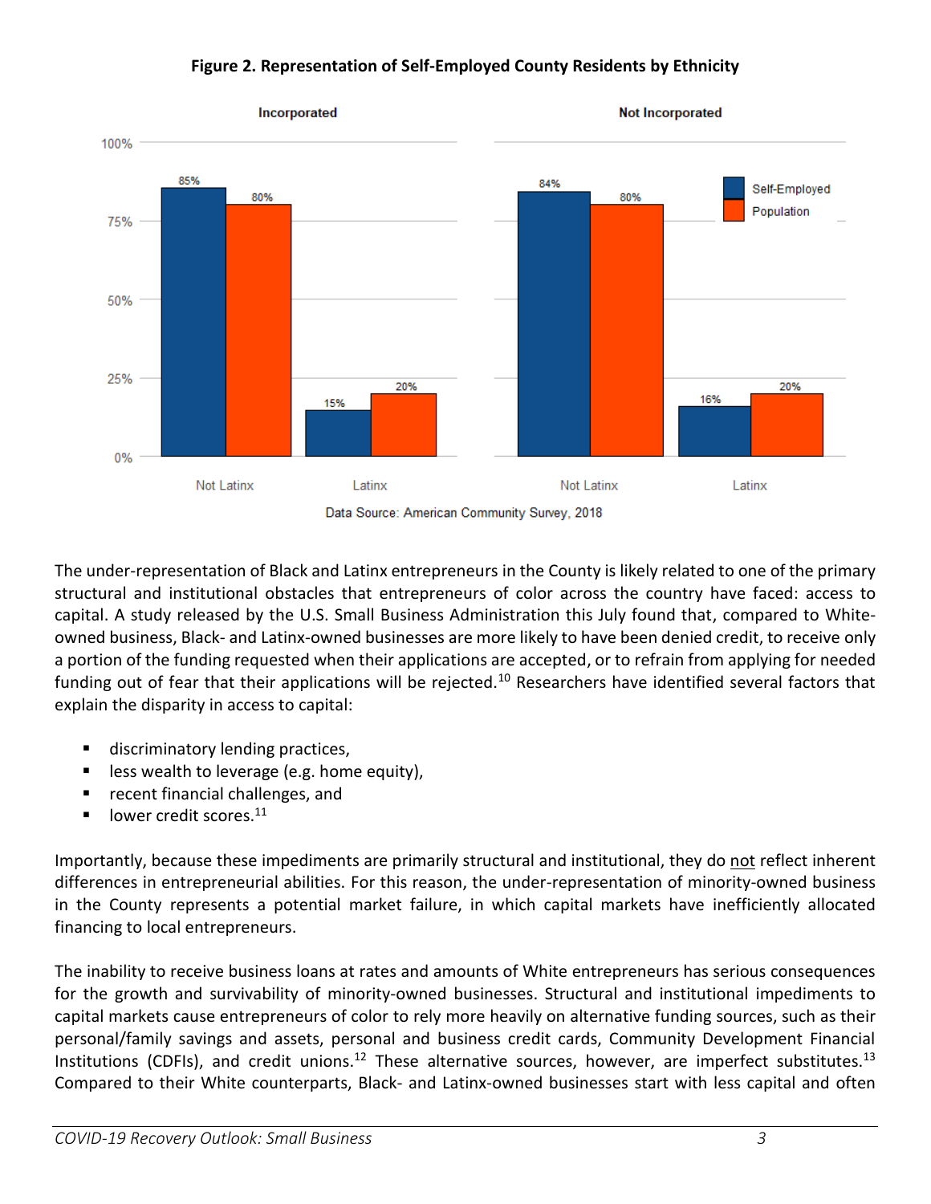**Figure 2. Representation of Self-Employed County Residents by Ethnicity**

| | Incorporated: Self-Employed | Incorporated: Population | Not Incorporated: Self-Employed | Not Incorporated: Population |
|---|---|---|---|---|
| Not Latinx | 85% | 80% | 84% | 80% |
| Latinx | 15% | 20% | 16% | 20% |

Data Source: American Community Survey, 2018

The under-representation of Black and Latinx entrepreneurs in the County is likely related to one of the primary structural and institutional obstacles that entrepreneurs of color across the country have faced: access to capital. A study released by the U.S. Small Business Administration this July found that, compared to White-owned business, Black- and Latinx-owned businesses are more likely to have been denied credit, to receive only a portion of the funding requested when their applications are accepted, or to refrain from applying for needed funding out of fear that their applications will be rejected.[10] Researchers have identified several factors that explain the disparity in access to capital:

- discriminatory lending practices,
- less wealth to leverage (e.g. home equity),
- recent financial challenges, and
- lower credit scores.[11]

Importantly, because these impediments are primarily structural and institutional, they do <u>not</u> reflect inherent differences in entrepreneurial abilities. For this reason, the under-representation of minority-owned business in the County represents a potential market failure, in which capital markets have inefficiently allocated financing to local entrepreneurs.

The inability to receive business loans at rates and amounts of White entrepreneurs has serious consequences for the growth and survivability of minority-owned businesses. Structural and institutional impediments to capital markets cause entrepreneurs of color to rely more heavily on alternative funding sources, such as their personal/family savings and assets, personal and business credit cards, Community Development Financial Institutions (CDFIs), and credit unions.[12] These alternative sources, however, are imperfect substitutes.[13] Compared to their White counterparts, Black- and Latinx-owned businesses start with less capital and often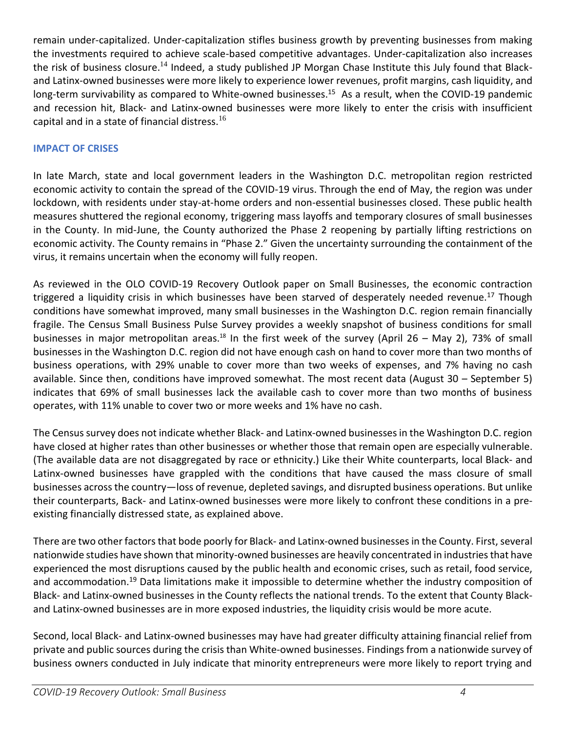remain under-capitalized. Under-capitalization stifles business growth by preventing businesses from making the investments required to achieve scale-based competitive advantages. Under-capitalization also increases the risk of business closure.[14] Indeed, a study published JP Morgan Chase Institute this July found that Black- and Latinx-owned businesses were more likely to experience lower revenues, profit margins, cash liquidity, and long-term survivability as compared to White-owned businesses.[15] As a result, when the COVID-19 pandemic and recession hit, Black- and Latinx-owned businesses were more likely to enter the crisis with insufficient capital and in a state of financial distress.[16]

## IMPACT OF CRISES

In late March, state and local government leaders in the Washington D.C. metropolitan region restricted economic activity to contain the spread of the COVID-19 virus. Through the end of May, the region was under lockdown, with residents under stay-at-home orders and non-essential businesses closed. These public health measures shuttered the regional economy, triggering mass layoffs and temporary closures of small businesses in the County. In mid-June, the County authorized the Phase 2 reopening by partially lifting restrictions on economic activity. The County remains in "Phase 2." Given the uncertainty surrounding the containment of the virus, it remains uncertain when the economy will fully reopen.

As reviewed in the OLO COVID-19 Recovery Outlook paper on Small Businesses, the economic contraction triggered a liquidity crisis in which businesses have been starved of desperately needed revenue.[17] Though conditions have somewhat improved, many small businesses in the Washington D.C. region remain financially fragile. The Census Small Business Pulse Survey provides a weekly snapshot of business conditions for small businesses in major metropolitan areas.[18] In the first week of the survey (April 26 – May 2), 73% of small businesses in the Washington D.C. region did not have enough cash on hand to cover more than two months of business operations, with 29% unable to cover more than two weeks of expenses, and 7% having no cash available. Since then, conditions have improved somewhat. The most recent data (August 30 – September 5) indicates that 69% of small businesses lack the available cash to cover more than two months of business operates, with 11% unable to cover two or more weeks and 1% have no cash.

The Census survey does not indicate whether Black- and Latinx-owned businesses in the Washington D.C. region have closed at higher rates than other businesses or whether those that remain open are especially vulnerable. (The available data are not disaggregated by race or ethnicity.) Like their White counterparts, local Black- and Latinx-owned businesses have grappled with the conditions that have caused the mass closure of small businesses across the country—loss of revenue, depleted savings, and disrupted business operations. But unlike their counterparts, Back- and Latinx-owned businesses were more likely to confront these conditions in a pre-existing financially distressed state, as explained above.

There are two other factors that bode poorly for Black- and Latinx-owned businesses in the County. First, several nationwide studies have shown that minority-owned businesses are heavily concentrated in industries that have experienced the most disruptions caused by the public health and economic crises, such as retail, food service, and accommodation.[19] Data limitations make it impossible to determine whether the industry composition of Black- and Latinx-owned businesses in the County reflects the national trends. To the extent that County Black- and Latinx-owned businesses are in more exposed industries, the liquidity crisis would be more acute.

Second, local Black- and Latinx-owned businesses may have had greater difficulty attaining financial relief from private and public sources during the crisis than White-owned businesses. Findings from a nationwide survey of business owners conducted in July indicate that minority entrepreneurs were more likely to report trying and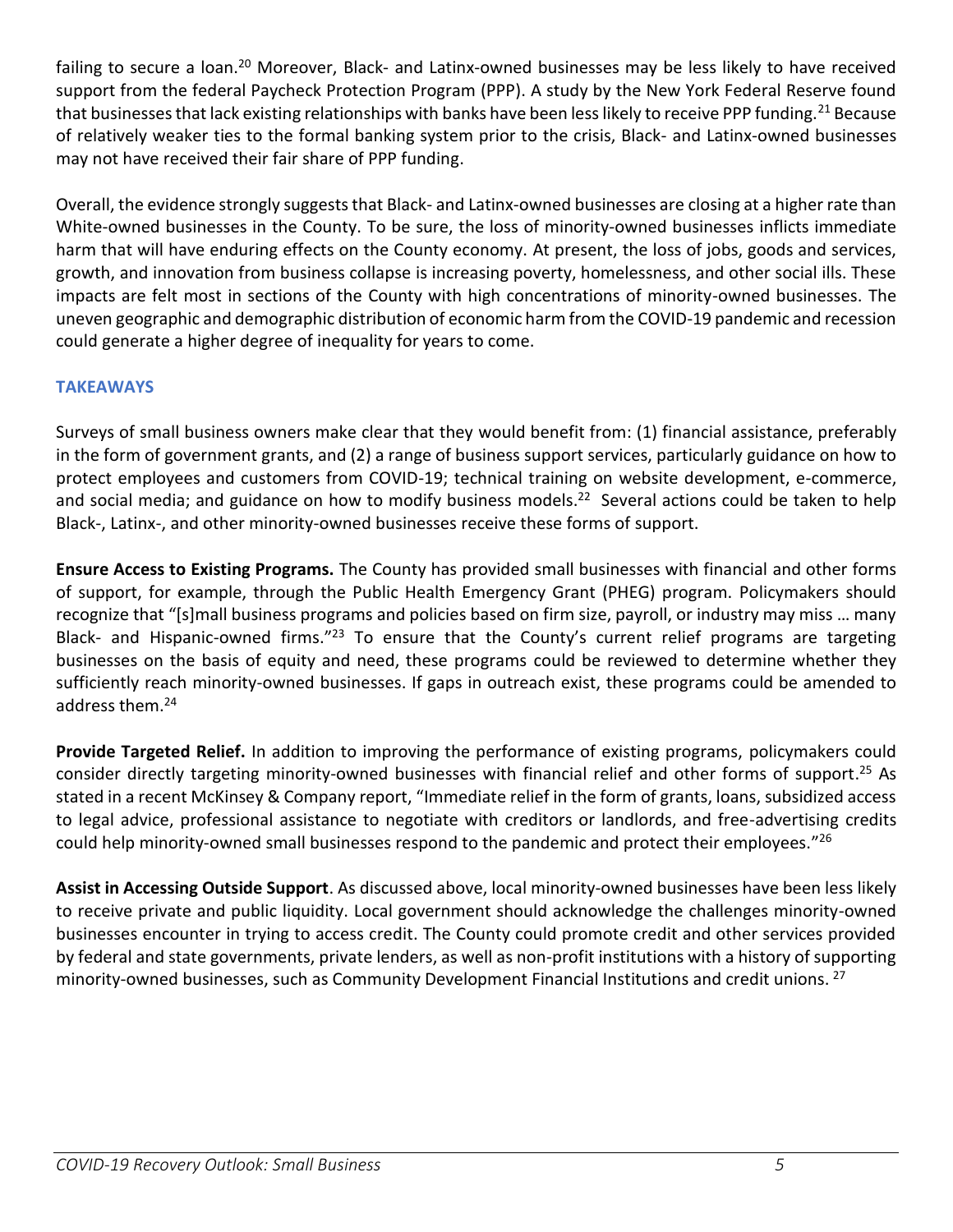failing to secure a loan.[20] Moreover, Black- and Latinx-owned businesses may be less likely to have received support from the federal Paycheck Protection Program (PPP). A study by the New York Federal Reserve found that businesses that lack existing relationships with banks have been less likely to receive PPP funding.[21] Because of relatively weaker ties to the formal banking system prior to the crisis, Black- and Latinx-owned businesses may not have received their fair share of PPP funding.

Overall, the evidence strongly suggests that Black- and Latinx-owned businesses are closing at a higher rate than White-owned businesses in the County. To be sure, the loss of minority-owned businesses inflicts immediate harm that will have enduring effects on the County economy. At present, the loss of jobs, goods and services, growth, and innovation from business collapse is increasing poverty, homelessness, and other social ills. These impacts are felt most in sections of the County with high concentrations of minority-owned businesses. The uneven geographic and demographic distribution of economic harm from the COVID-19 pandemic and recession could generate a higher degree of inequality for years to come.

## TAKEAWAYS

Surveys of small business owners make clear that they would benefit from: (1) financial assistance, preferably in the form of government grants, and (2) a range of business support services, particularly guidance on how to protect employees and customers from COVID-19; technical training on website development, e-commerce, and social media; and guidance on how to modify business models.[22] Several actions could be taken to help Black-, Latinx-, and other minority-owned businesses receive these forms of support.

**Ensure Access to Existing Programs.** The County has provided small businesses with financial and other forms of support, for example, through the Public Health Emergency Grant (PHEG) program. Policymakers should recognize that "[s]mall business programs and policies based on firm size, payroll, or industry may miss … many Black- and Hispanic-owned firms."[23] To ensure that the County's current relief programs are targeting businesses on the basis of equity and need, these programs could be reviewed to determine whether they sufficiently reach minority-owned businesses. If gaps in outreach exist, these programs could be amended to address them.[24]

**Provide Targeted Relief.** In addition to improving the performance of existing programs, policymakers could consider directly targeting minority-owned businesses with financial relief and other forms of support.[25] As stated in a recent McKinsey & Company report, "Immediate relief in the form of grants, loans, subsidized access to legal advice, professional assistance to negotiate with creditors or landlords, and free-advertising credits could help minority-owned small businesses respond to the pandemic and protect their employees."[26]

**Assist in Accessing Outside Support**. As discussed above, local minority-owned businesses have been less likely to receive private and public liquidity. Local government should acknowledge the challenges minority-owned businesses encounter in trying to access credit. The County could promote credit and other services provided by federal and state governments, private lenders, as well as non-profit institutions with a history of supporting minority-owned businesses, such as Community Development Financial Institutions and credit unions.[27]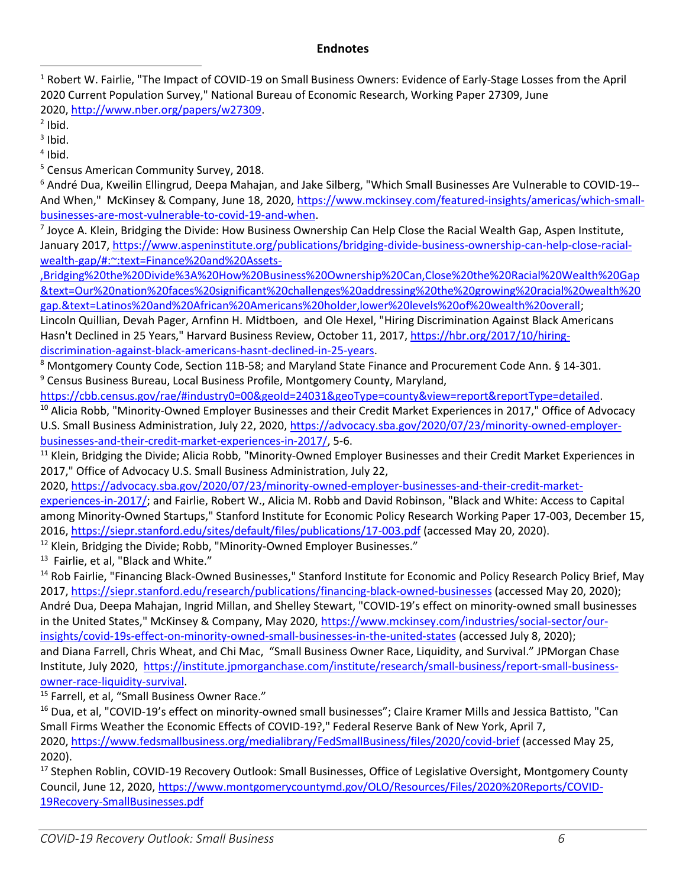## Endnotes

[1] Robert W. Fairlie, "The Impact of COVID-19 on Small Business Owners: Evidence of Early-Stage Losses from the April 2020 Current Population Survey," National Bureau of Economic Research, Working Paper 27309, June 2020, http://www.nber.org/papers/w27309.

[2] Ibid.

[3] Ibid.

[4] Ibid.

[5] Census American Community Survey, 2018.

[6] André Dua, Kweilin Ellingrud, Deepa Mahajan, and Jake Silberg, "Which Small Businesses Are Vulnerable to COVID-19--And When," McKinsey & Company, June 18, 2020, https://www.mckinsey.com/featured-insights/americas/which-small-businesses-are-most-vulnerable-to-covid-19-and-when.

[7] Joyce A. Klein, Bridging the Divide: How Business Ownership Can Help Close the Racial Wealth Gap, Aspen Institute, January 2017, https://www.aspeninstitute.org/publications/bridging-divide-business-ownership-can-help-close-racial-wealth-gap/#:~:text=Finance%20and%20Assets-,Bridging%20the%20Divide%3A%20How%20Business%20Ownership%20Can,Close%20the%20Racial%20Wealth%20Gap&text=Our%20nation%20faces%20significant%20challenges%20addressing%20the%20growing%20racial%20wealth%20gap.&text=Latinos%20and%20African%20Americans%20holder,lower%20levels%20of%20wealth%20overall; Lincoln Quillian, Devah Pager, Arnfinn H. Midtboen, and Ole Hexel, "Hiring Discrimination Against Black Americans Hasn't Declined in 25 Years," Harvard Business Review, October 11, 2017, https://hbr.org/2017/10/hiring-discrimination-against-black-americans-hasnt-declined-in-25-years.

[8] Montgomery County Code, Section 11B-58; and Maryland State Finance and Procurement Code Ann. § 14-301.

[9] Census Business Bureau, Local Business Profile, Montgomery County, Maryland, https://cbb.census.gov/rae/#industry0=00&geoId=24031&geoType=county&view=report&reportType=detailed.

[10] Alicia Robb, "Minority-Owned Employer Businesses and their Credit Market Experiences in 2017," Office of Advocacy U.S. Small Business Administration, July 22, 2020, https://advocacy.sba.gov/2020/07/23/minority-owned-employer-businesses-and-their-credit-market-experiences-in-2017/, 5-6.

[11] Klein, Bridging the Divide; Alicia Robb, "Minority-Owned Employer Businesses and their Credit Market Experiences in 2017," Office of Advocacy U.S. Small Business Administration, July 22, 2020, https://advocacy.sba.gov/2020/07/23/minority-owned-employer-businesses-and-their-credit-market-experiences-in-2017/; and Fairlie, Robert W., Alicia M. Robb and David Robinson, "Black and White: Access to Capital among Minority-Owned Startups," Stanford Institute for Economic Policy Research Working Paper 17-003, December 15, 2016, https://siepr.stanford.edu/sites/default/files/publications/17-003.pdf (accessed May 20, 2020).

[12] Klein, Bridging the Divide; Robb, "Minority-Owned Employer Businesses."

[13] Fairlie, et al, "Black and White."

[14] Rob Fairlie, "Financing Black-Owned Businesses," Stanford Institute for Economic and Policy Research Policy Brief, May 2017, https://siepr.stanford.edu/research/publications/financing-black-owned-businesses (accessed May 20, 2020); André Dua, Deepa Mahajan, Ingrid Millan, and Shelley Stewart, "COVID-19's effect on minority-owned small businesses in the United States," McKinsey & Company, May 2020, https://www.mckinsey.com/industries/social-sector/our-insights/covid-19s-effect-on-minority-owned-small-businesses-in-the-united-states (accessed July 8, 2020); and Diana Farrell, Chris Wheat, and Chi Mac, "Small Business Owner Race, Liquidity, and Survival." JPMorgan Chase Institute, July 2020, https://institute.jpmorganchase.com/institute/research/small-business/report-small-business-owner-race-liquidity-survival.

[15] Farrell, et al, "Small Business Owner Race."

[16] Dua, et al, "COVID-19's effect on minority-owned small businesses"; Claire Kramer Mills and Jessica Battisto, "Can Small Firms Weather the Economic Effects of COVID-19?," Federal Reserve Bank of New York, April 7, 2020, https://www.fedsmallbusiness.org/medialibrary/FedSmallBusiness/files/2020/covid-brief (accessed May 25, 2020).

[17] Stephen Roblin, COVID-19 Recovery Outlook: Small Businesses, Office of Legislative Oversight, Montgomery County Council, June 12, 2020, https://www.montgomerycountymd.gov/OLO/Resources/Files/2020%20Reports/COVID-19Recovery-SmallBusinesses.pdf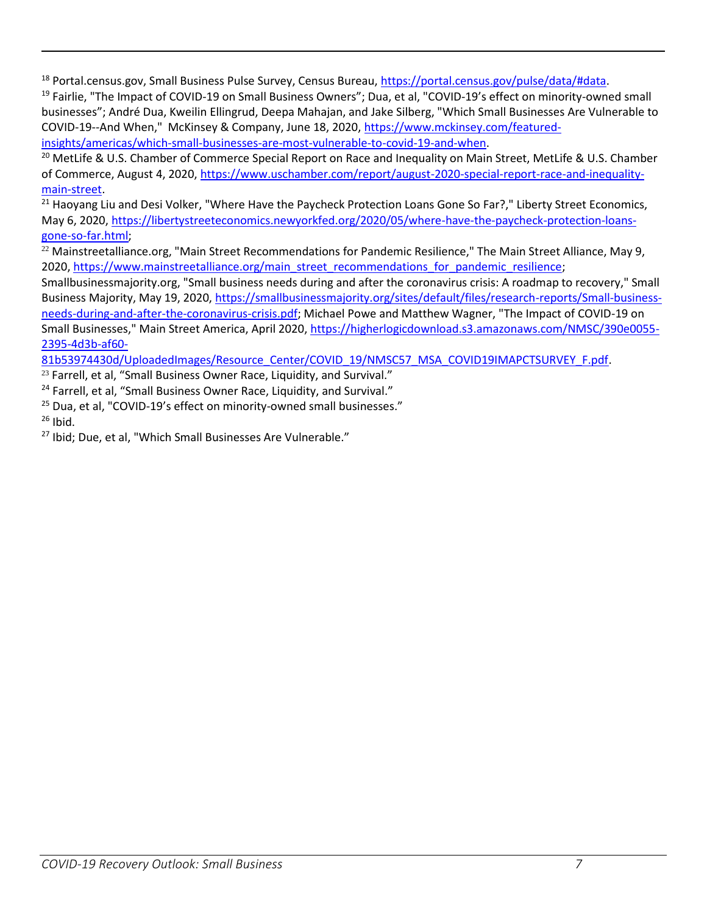[18] Portal.census.gov, Small Business Pulse Survey, Census Bureau, https://portal.census.gov/pulse/data/#data.

[19] Fairlie, "The Impact of COVID-19 on Small Business Owners"; Dua, et al, "COVID-19's effect on minority-owned small businesses"; André Dua, Kweilin Ellingrud, Deepa Mahajan, and Jake Silberg, "Which Small Businesses Are Vulnerable to COVID-19--And When," McKinsey & Company, June 18, 2020, https://www.mckinsey.com/featured-insights/americas/which-small-businesses-are-most-vulnerable-to-covid-19-and-when.

[20] MetLife & U.S. Chamber of Commerce Special Report on Race and Inequality on Main Street, MetLife & U.S. Chamber of Commerce, August 4, 2020, https://www.uschamber.com/report/august-2020-special-report-race-and-inequality-main-street.

[21] Haoyang Liu and Desi Volker, "Where Have the Paycheck Protection Loans Gone So Far?," Liberty Street Economics, May 6, 2020, https://libertystreeteconomics.newyorkfed.org/2020/05/where-have-the-paycheck-protection-loans-gone-so-far.html;

[22] Mainstreetalliance.org, "Main Street Recommendations for Pandemic Resilience," The Main Street Alliance, May 9, 2020, https://www.mainstreetalliance.org/main_street_recommendations_for_pandemic_resilience; Smallbusinessmajority.org, "Small business needs during and after the coronavirus crisis: A roadmap to recovery," Small Business Majority, May 19, 2020, https://smallbusinessmajority.org/sites/default/files/research-reports/Small-business-needs-during-and-after-the-coronavirus-crisis.pdf; Michael Powe and Matthew Wagner, "The Impact of COVID-19 on Small Businesses," Main Street America, April 2020, https://higherlogicdownload.s3.amazonaws.com/NMSC/390e0055-2395-4d3b-af60-81b53974430d/UploadedImages/Resource_Center/COVID_19/NMSC57_MSA_COVID19IMACTSURVEY_F.pdf.

[23] Farrell, et al, "Small Business Owner Race, Liquidity, and Survival."

[24] Farrell, et al, "Small Business Owner Race, Liquidity, and Survival."

[25] Dua, et al, "COVID-19's effect on minority-owned small businesses."

[26] Ibid.

[27] Ibid; Due, et al, "Which Small Businesses Are Vulnerable."